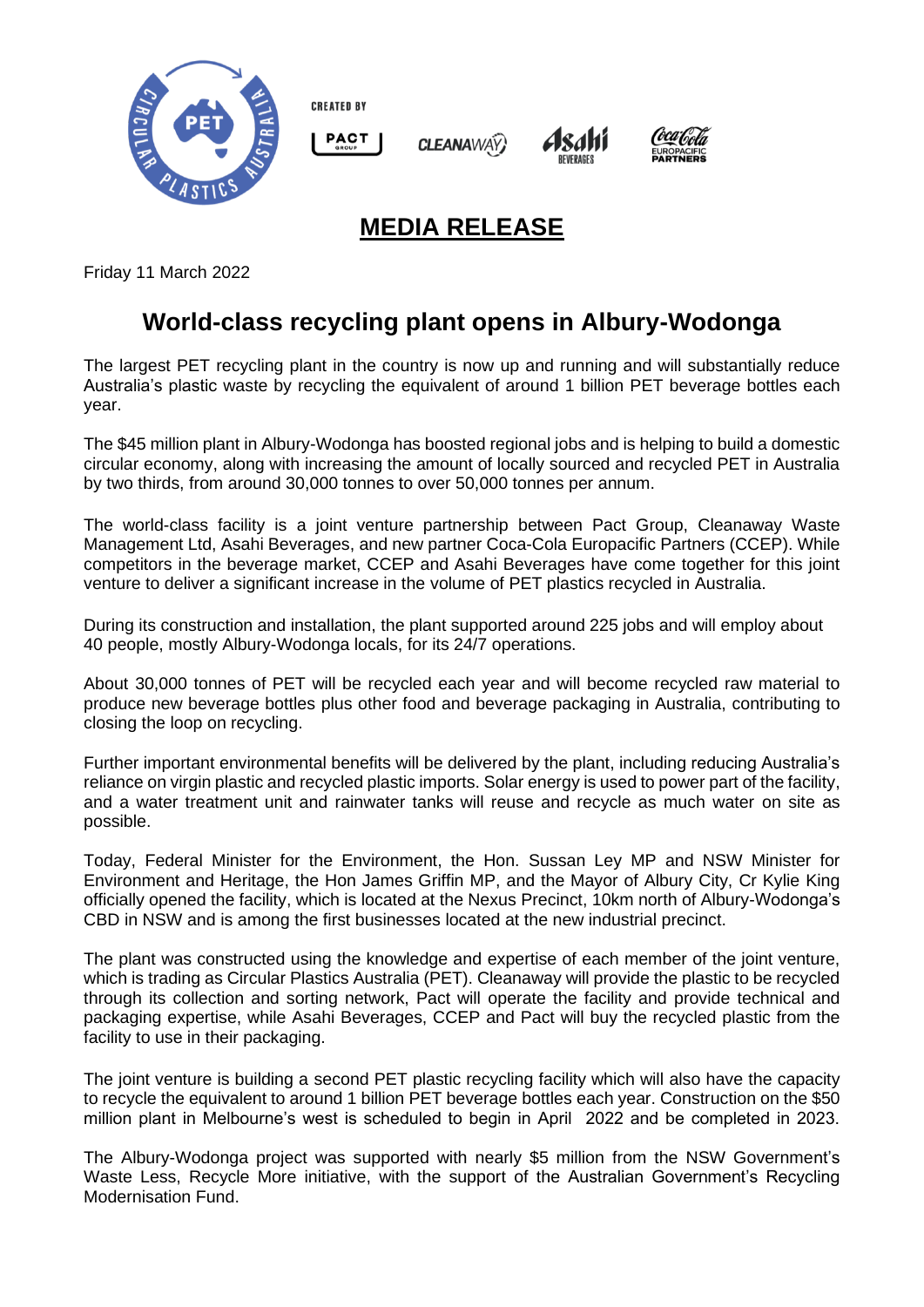CREATED BY

# MEDIA RELEASE

Friday 11 March 2022

## World-class recycling plant opens in Albury-Wodonga

The largest PET recycling plant in the country is now up and running and will substantially reduce Australia's plastic waste by recycling the equivalent of around 1 billion PET beverage bottles each year.

The $45 million plant in Albury-Wodonga has boosted regional jobs and is helping to build a domestic circular economy, along with increasing the amount of locally sourced and recycled PET in Australia by two thirds, from around 30,000 tonnes to over 50,000 tonnes per annum.

The world-class facility is a joint venture partnership between Pact Group, Cleanaway Waste Management Ltd, Asahi Beverages, and new partner Coca-Cola Europacific Partners (CCEP). While competitors in the beverage market, CCEP and Asahi Beverages have come together for this joint venture to deliver a significant increase in the volume of PET plastics recycled in Australia.

During its construction and installation, the plant supported around 225 jobs and will employ about 40 people, mostly Albury-Wodonga locals, for its 24/7 operations.

About 30,000 tonnes of PET will be recycled each year and will become recycled raw material to produce new beverage bottles plus other food and beverage packaging in Australia, contributing to closing the loop on recycling.

Further important environmental benefits will be delivered by the plant, including reducing Australia's reliance on virgin plastic and recycled plastic imports. Solar energy is used to power part of the facility, and a water treatment unit and rainwater tanks will reuse and recycle as much water on site as possible.

Today, Federal Minister for the Environment, the Hon. Sussan Ley MP and NSW Minister for Environment and Heritage, the Hon James Griffin MP, and the Mayor of Albury City, Cr Kylie King officially opened the facility, which is located at the Nexus Precinct, 10km north of Albury-Wodonga's CBD in NSW and is among the first businesses located at the new industrial precinct.

The plant was constructed using the knowledge and expertise of each member of the joint venture, which is trading as Circular Plastics Australia (PET). Cleanaway will provide the plastic to be recycled through its collection and sorting network, Pact will operate the facility and provide technical and packaging expertise, while Asahi Beverages, CCEP and Pact will buy the recycled plastic from the facility to use in their packaging.

The joint venture is building a second PET plastic recycling facility which will also have the capacity to recycle the equivalent to around 1 billion PET beverage bottles each year. Construction on the $50 million plant in Melbourne's west is scheduled to begin in April 2022 and be completed in 2023.

The Albury-Wodonga project was supported with nearly $5 million from the NSW Government's Waste Less, Recycle More initiative, with the support of the Australian Government's Recycling Modernisation Fund.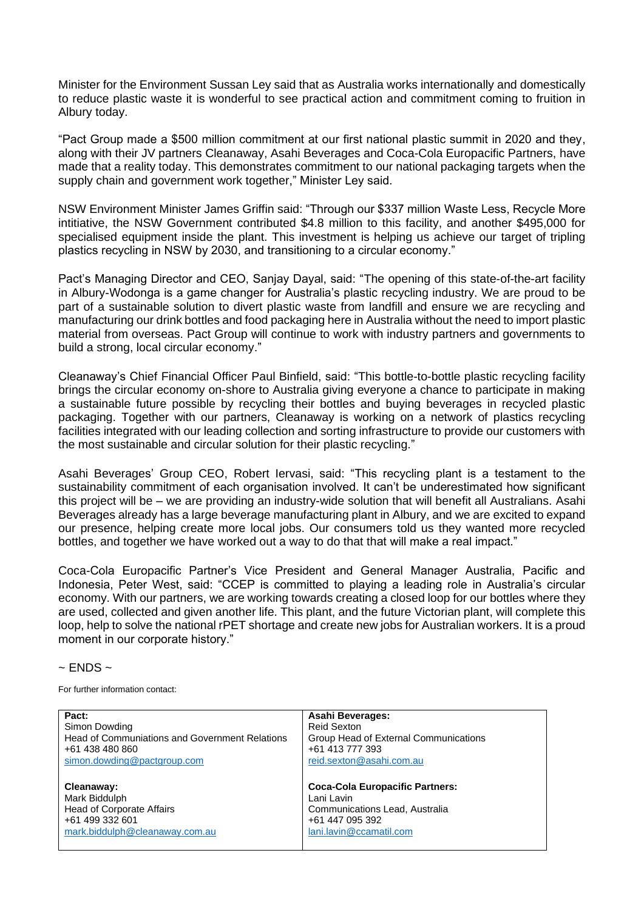Minister for the Environment Sussan Ley said that as Australia works internationally and domestically to reduce plastic waste it is wonderful to see practical action and commitment coming to fruition in Albury today.

"Pact Group made a $500 million commitment at our first national plastic summit in 2020 and they, along with their JV partners Cleanaway, Asahi Beverages and Coca-Cola Europacific Partners, have made that a reality today. This demonstrates commitment to our national packaging targets when the supply chain and government work together," Minister Ley said.

NSW Environment Minister James Griffin said: "Through our $337 million Waste Less, Recycle More intitiative, the NSW Government contributed $4.8 million to this facility, and another $495,000 for specialised equipment inside the plant. This investment is helping us achieve our target of tripling plastics recycling in NSW by 2030, and transitioning to a circular economy."

Pact's Managing Director and CEO, Sanjay Dayal, said: "The opening of this state-of-the-art facility in Albury-Wodonga is a game changer for Australia's plastic recycling industry. We are proud to be part of a sustainable solution to divert plastic waste from landfill and ensure we are recycling and manufacturing our drink bottles and food packaging here in Australia without the need to import plastic material from overseas. Pact Group will continue to work with industry partners and governments to build a strong, local circular economy."

Cleanaway's Chief Financial Officer Paul Binfield, said: "This bottle-to-bottle plastic recycling facility brings the circular economy on-shore to Australia giving everyone a chance to participate in making a sustainable future possible by recycling their bottles and buying beverages in recycled plastic packaging. Together with our partners, Cleanaway is working on a network of plastics recycling facilities integrated with our leading collection and sorting infrastructure to provide our customers with the most sustainable and circular solution for their plastic recycling."

Asahi Beverages' Group CEO, Robert Iervasi, said: "This recycling plant is a testament to the sustainability commitment of each organisation involved. It can't be underestimated how significant this project will be – we are providing an industry-wide solution that will benefit all Australians. Asahi Beverages already has a large beverage manufacturing plant in Albury, and we are excited to expand our presence, helping create more local jobs. Our consumers told us they wanted more recycled bottles, and together we have worked out a way to do that that will make a real impact."

Coca-Cola Europacific Partner's Vice President and General Manager Australia, Pacific and Indonesia, Peter West, said: "CCEP is committed to playing a leading role in Australia's circular economy. With our partners, we are working towards creating a closed loop for our bottles where they are used, collected and given another life. This plant, and the future Victorian plant, will complete this loop, help to solve the national rPET shortage and create new jobs for Australian workers. It is a proud moment in our corporate history."

~ ENDS ~

For further information contact:

| | |
|---|---|
| **Pact:**<br>Simon Dowding<br>Head of Communiations and Government Relations<br>+61 438 480 860<br>simon.dowding@pactgroup.com | **Asahi Beverages:**<br>Reid Sexton<br>Group Head of External Communications<br>+61 413 777 393<br>reid.sexton@asahi.com.au |
| **Cleanaway:**<br>Mark Biddulph<br>Head of Corporate Affairs<br>+61 499 332 601<br>mark.biddulph@cleanaway.com.au | **Coca-Cola Europacific Partners:**<br>Lani Lavin<br>Communications Lead, Australia<br>+61 447 095 392<br>lani.lavin@ccamatil.com |